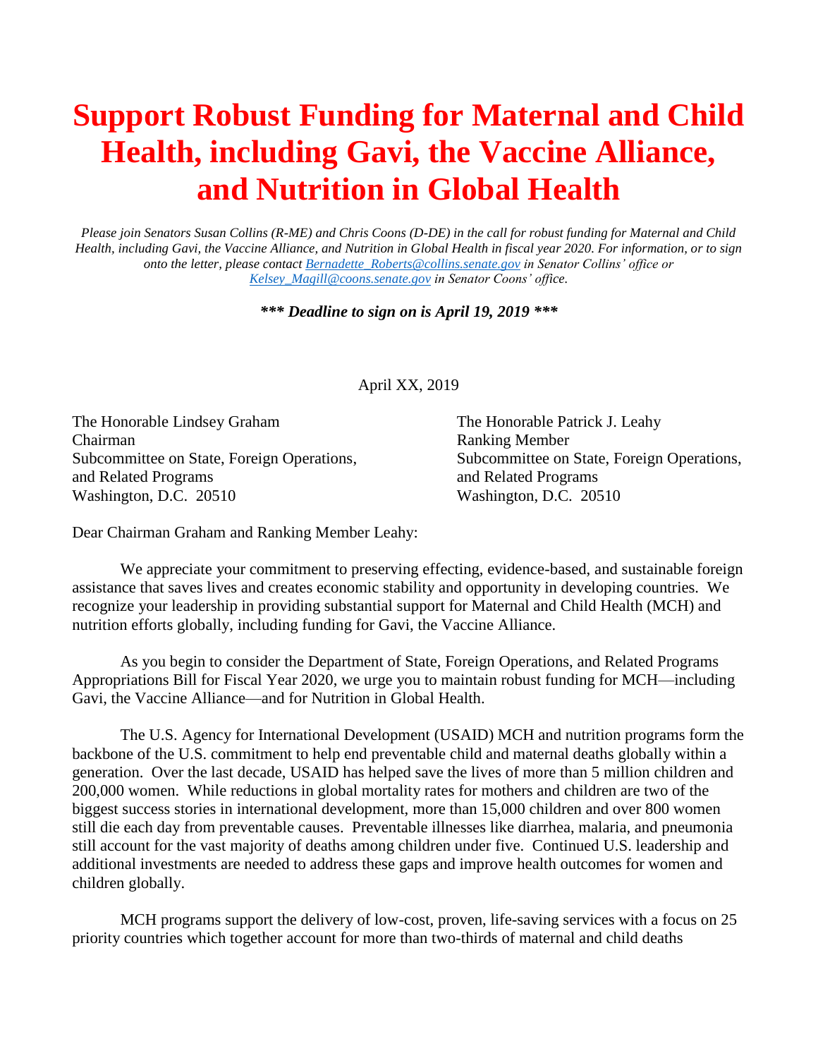# Support Robust Funding for Maternal and Child Health, including Gavi, the Vaccine Alliance, and Nutrition in Global Health

*Please join Senators Susan Collins (R-ME) and Chris Coons (D-DE) in the call for robust funding for Maternal and Child Health, including Gavi, the Vaccine Alliance, and Nutrition in Global Health in fiscal year 2020. For information, or to sign onto the letter, please contact [Bernadette_Roberts@collins.senate.gov](mailto:Bernadette_Roberts@collins.senate.gov) in Senator Collins' office or [Kelsey_Magill@coons.senate.gov](mailto:Kelsey_Magill@coons.senate.gov) in Senator Coons' office.*

***\*\*\* Deadline to sign on is April 19, 2019 \*\*\****

April XX, 2019

The Honorable Lindsey Graham
Chairman
Subcommittee on State, Foreign Operations, and Related Programs
Washington, D.C. 20510

The Honorable Patrick J. Leahy
Ranking Member
Subcommittee on State, Foreign Operations, and Related Programs
Washington, D.C. 20510

Dear Chairman Graham and Ranking Member Leahy:

We appreciate your commitment to preserving effecting, evidence-based, and sustainable foreign assistance that saves lives and creates economic stability and opportunity in developing countries. We recognize your leadership in providing substantial support for Maternal and Child Health (MCH) and nutrition efforts globally, including funding for Gavi, the Vaccine Alliance.

As you begin to consider the Department of State, Foreign Operations, and Related Programs Appropriations Bill for Fiscal Year 2020, we urge you to maintain robust funding for MCH—including Gavi, the Vaccine Alliance—and for Nutrition in Global Health.

The U.S. Agency for International Development (USAID) MCH and nutrition programs form the backbone of the U.S. commitment to help end preventable child and maternal deaths globally within a generation. Over the last decade, USAID has helped save the lives of more than 5 million children and 200,000 women. While reductions in global mortality rates for mothers and children are two of the biggest success stories in international development, more than 15,000 children and over 800 women still die each day from preventable causes. Preventable illnesses like diarrhea, malaria, and pneumonia still account for the vast majority of deaths among children under five. Continued U.S. leadership and additional investments are needed to address these gaps and improve health outcomes for women and children globally.

MCH programs support the delivery of low-cost, proven, life-saving services with a focus on 25 priority countries which together account for more than two-thirds of maternal and child deaths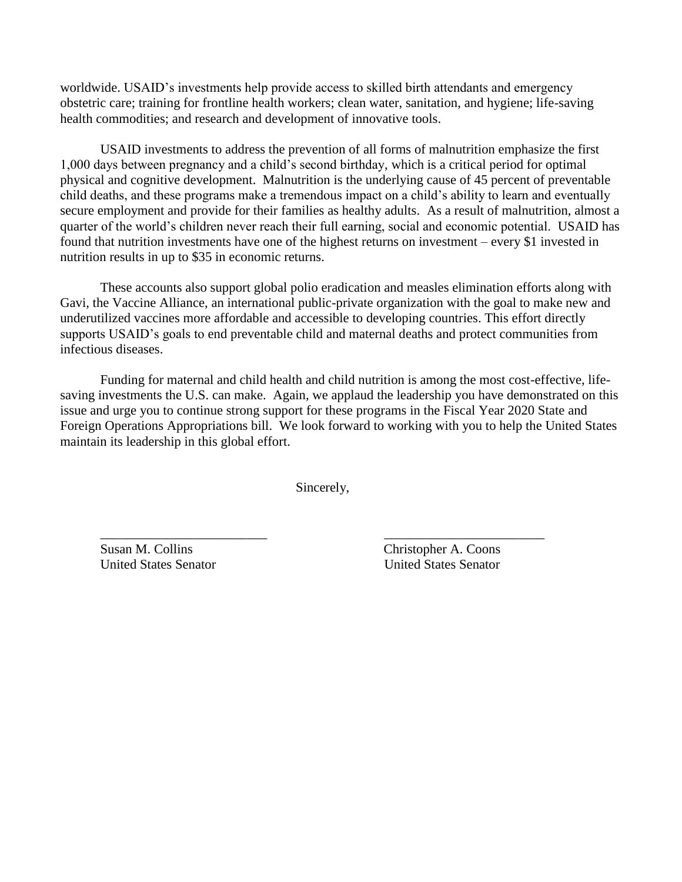worldwide. USAID's investments help provide access to skilled birth attendants and emergency obstetric care; training for frontline health workers; clean water, sanitation, and hygiene; life-saving health commodities; and research and development of innovative tools.

USAID investments to address the prevention of all forms of malnutrition emphasize the first 1,000 days between pregnancy and a child's second birthday, which is a critical period for optimal physical and cognitive development. Malnutrition is the underlying cause of 45 percent of preventable child deaths, and these programs make a tremendous impact on a child's ability to learn and eventually secure employment and provide for their families as healthy adults. As a result of malnutrition, almost a quarter of the world's children never reach their full earning, social and economic potential. USAID has found that nutrition investments have one of the highest returns on investment – every $1 invested in nutrition results in up to $35 in economic returns.

These accounts also support global polio eradication and measles elimination efforts along with Gavi, the Vaccine Alliance, an international public-private organization with the goal to make new and underutilized vaccines more affordable and accessible to developing countries. This effort directly supports USAID's goals to end preventable child and maternal deaths and protect communities from infectious diseases.

Funding for maternal and child health and child nutrition is among the most cost-effective, life-saving investments the U.S. can make. Again, we applaud the leadership you have demonstrated on this issue and urge you to continue strong support for these programs in the Fiscal Year 2020 State and Foreign Operations Appropriations bill. We look forward to working with you to help the United States maintain its leadership in this global effort.

Sincerely,

Susan M. Collins
United States Senator

Christopher A. Coons
United States Senator